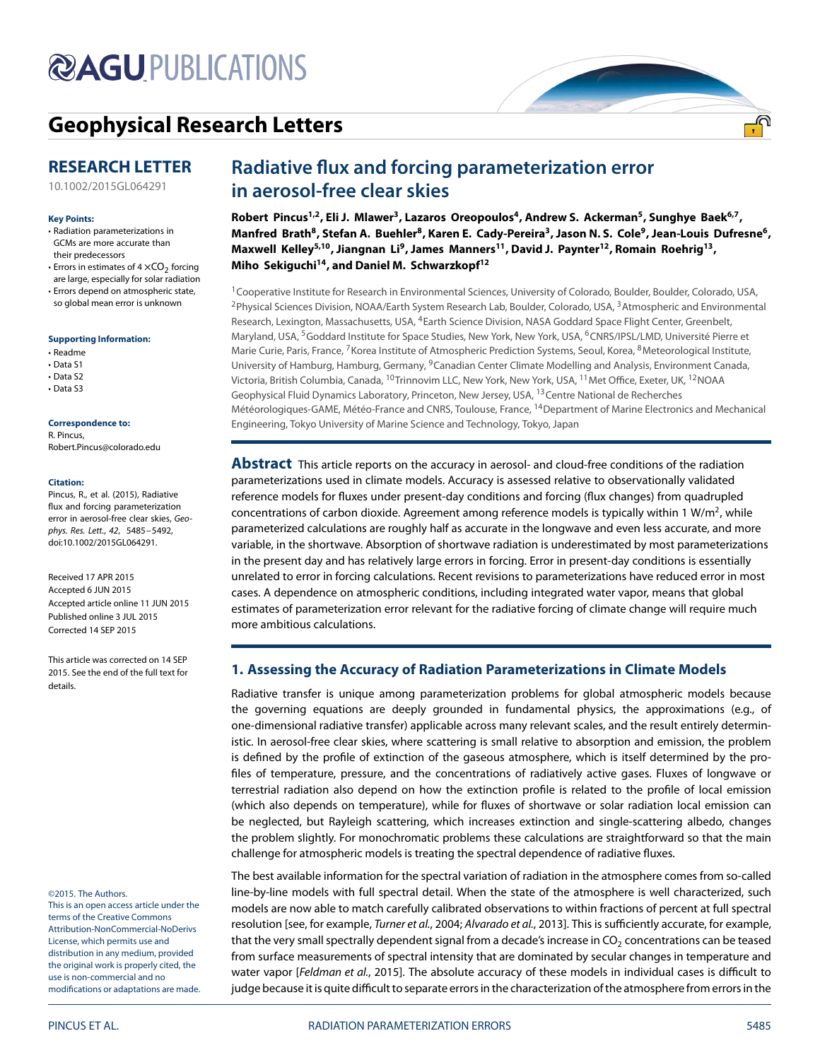# Geophysical Research Letters

**RESEARCH LETTER**

10.1002/2015GL064291

**Key Points:**

- Radiation parameterizations in GCMs are more accurate than their predecessors
- Errors in estimates of $4 \times CO_2$ forcing are large, especially for solar radiation
- Errors depend on atmospheric state, so global mean error is unknown

**Supporting Information:**

- Readme
- Data S1
- Data S2
- Data S3

**Correspondence to:**

R. Pincus,
Robert.Pincus@colorado.edu

**Citation:**

Pincus, R., et al. (2015), Radiative flux and forcing parameterization error in aerosol-free clear skies, *Geophys. Res. Lett.*, *42*, 5485–5492, doi:10.1002/2015GL064291.

Received 17 APR 2015
Accepted 6 JUN 2015
Accepted article online 11 JUN 2015
Published online 3 JUL 2015
Corrected 14 SEP 2015

This article was corrected on 14 SEP 2015. See the end of the full text for details.

©2015. The Authors.
This is an open access article under the terms of the Creative Commons Attribution-NonCommercial-NoDerivs License, which permits use and distribution in any medium, provided the original work is properly cited, the use is non-commercial and no modifications or adaptations are made.

# Radiative flux and forcing parameterization error in aerosol-free clear skies

**Robert Pincus[1,2], Eli J. Mlawer[3], Lazaros Oreopoulos[4], Andrew S. Ackerman[5], Sunghye Baek[6,7], Manfred Brath[8], Stefan A. Buehler[8], Karen E. Cady-Pereira[3], Jason N. S. Cole[9], Jean-Louis Dufresne[6], Maxwell Kelley[5,10], Jiangnan Li[9], James Manners[11], David J. Paynter[12], Romain Roehrig[13], Miho Sekiguchi[14], and Daniel M. Schwarzkopf[12]**

[1]Cooperative Institute for Research in Environmental Sciences, University of Colorado, Boulder, Boulder, Colorado, USA, [2]Physical Sciences Division, NOAA/Earth System Research Lab, Boulder, Colorado, USA, [3]Atmospheric and Environmental Research, Lexington, Massachusetts, USA, [4]Earth Science Division, NASA Goddard Space Flight Center, Greenbelt, Maryland, USA, [5]Goddard Institute for Space Studies, New York, New York, USA, [6]CNRS/IPSL/LMD, Université Pierre et Marie Curie, Paris, France, [7]Korea Institute of Atmospheric Prediction Systems, Seoul, Korea, [8]Meteorological Institute, University of Hamburg, Hamburg, Germany, [9]Canadian Center Climate Modelling and Analysis, Environment Canada, Victoria, British Columbia, Canada, [10]Trinnovim LLC, New York, New York, USA, [11]Met Office, Exeter, UK, [12]NOAA Geophysical Fluid Dynamics Laboratory, Princeton, New Jersey, USA, [13]Centre National de Recherches Météorologiques-GAME, Météo-France and CNRS, Toulouse, France, [14]Department of Marine Electronics and Mechanical Engineering, Tokyo University of Marine Science and Technology, Tokyo, Japan

**Abstract** This article reports on the accuracy in aerosol- and cloud-free conditions of the radiation parameterizations used in climate models. Accuracy is assessed relative to observationally validated reference models for fluxes under present-day conditions and forcing (flux changes) from quadrupled concentrations of carbon dioxide. Agreement among reference models is typically within 1 W/m$^2$, while parameterized calculations are roughly half as accurate in the longwave and even less accurate, and more variable, in the shortwave. Absorption of shortwave radiation is underestimated by most parameterizations in the present day and has relatively large errors in forcing. Error in present-day conditions is essentially unrelated to error in forcing calculations. Recent revisions to parameterizations have reduced error in most cases. A dependence on atmospheric conditions, including integrated water vapor, means that global estimates of parameterization error relevant for the radiative forcing of climate change will require much more ambitious calculations.

## 1. Assessing the Accuracy of Radiation Parameterizations in Climate Models

Radiative transfer is unique among parameterization problems for global atmospheric models because the governing equations are deeply grounded in fundamental physics, the approximations (e.g., of one-dimensional radiative transfer) applicable across many relevant scales, and the result entirely deterministic. In aerosol-free clear skies, where scattering is small relative to absorption and emission, the problem is defined by the profile of extinction of the gaseous atmosphere, which is itself determined by the profiles of temperature, pressure, and the concentrations of radiatively active gases. Fluxes of longwave or terrestrial radiation also depend on how the extinction profile is related to the profile of local emission (which also depends on temperature), while for fluxes of shortwave or solar radiation local emission can be neglected, but Rayleigh scattering, which increases extinction and single-scattering albedo, changes the problem slightly. For monochromatic problems these calculations are straightforward so that the main challenge for atmospheric models is treating the spectral dependence of radiative fluxes.

The best available information for the spectral variation of radiation in the atmosphere comes from so-called line-by-line models with full spectral detail. When the state of the atmosphere is well characterized, such models are now able to match carefully calibrated observations to within fractions of percent at full spectral resolution [see, for example, *Turner et al.*, 2004; *Alvarado et al.*, 2013]. This is sufficiently accurate, for example, that the very small spectrally dependent signal from a decade's increase in $CO_2$ concentrations can be teased from surface measurements of spectral intensity that are dominated by secular changes in temperature and water vapor [*Feldman et al.*, 2015]. The absolute accuracy of these models in individual cases is difficult to judge because it is quite difficult to separate errors in the characterization of the atmosphere from errors in the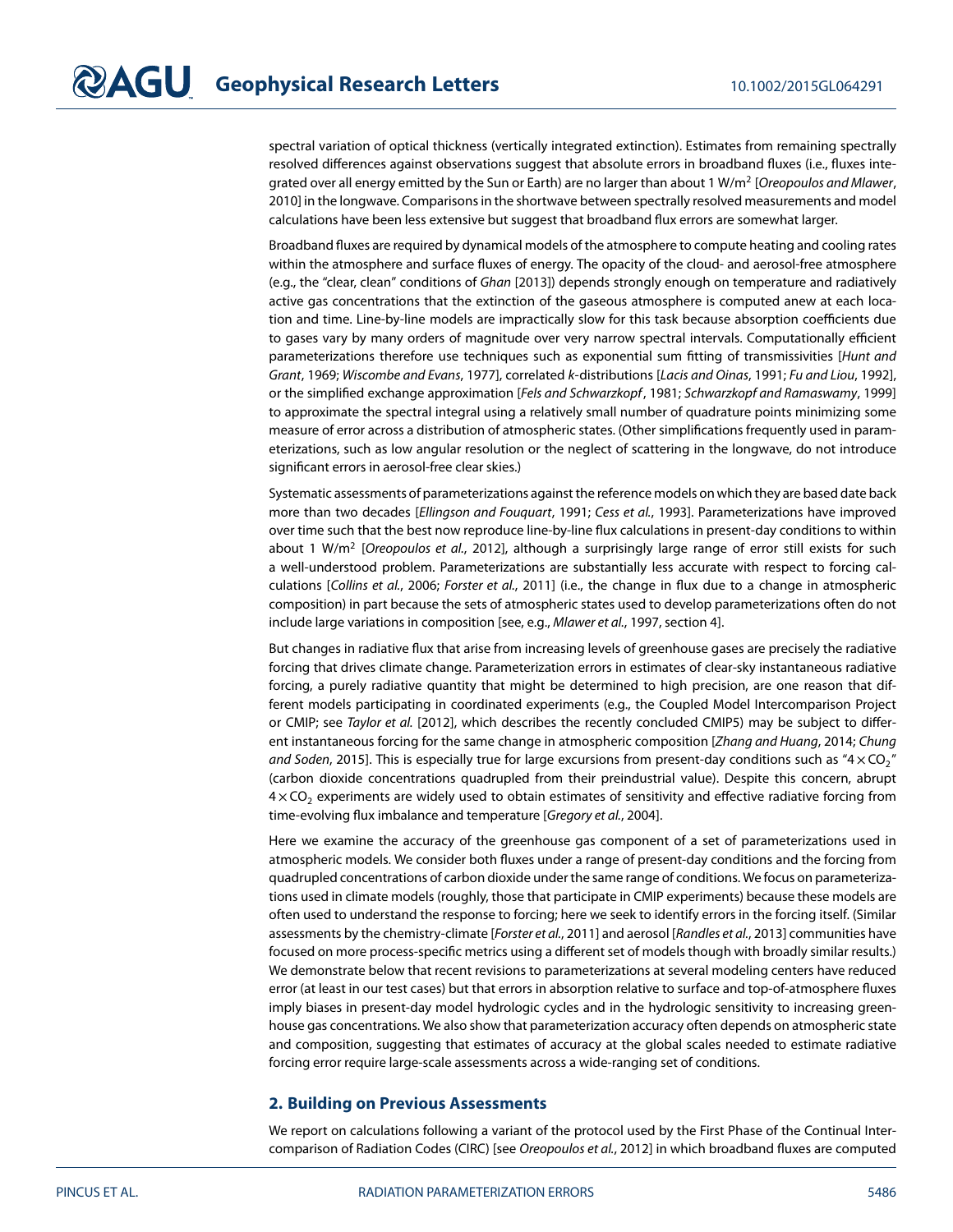spectral variation of optical thickness (vertically integrated extinction). Estimates from remaining spectrally resolved differences against observations suggest that absolute errors in broadband fluxes (i.e., fluxes integrated over all energy emitted by the Sun or Earth) are no larger than about 1 W/m$^2$ [*Oreopoulos and Mlawer*, 2010] in the longwave. Comparisons in the shortwave between spectrally resolved measurements and model calculations have been less extensive but suggest that broadband flux errors are somewhat larger.

Broadband fluxes are required by dynamical models of the atmosphere to compute heating and cooling rates within the atmosphere and surface fluxes of energy. The opacity of the cloud- and aerosol-free atmosphere (e.g., the "clear, clean" conditions of *Ghan* [2013]) depends strongly enough on temperature and radiatively active gas concentrations that the extinction of the gaseous atmosphere is computed anew at each location and time. Line-by-line models are impractically slow for this task because absorption coefficients due to gases vary by many orders of magnitude over very narrow spectral intervals. Computationally efficient parameterizations therefore use techniques such as exponential sum fitting of transmissivities [*Hunt and Grant*, 1969; *Wiscombe and Evans*, 1977], correlated $k$-distributions [*Lacis and Oinas*, 1991; *Fu and Liou*, 1992], or the simplified exchange approximation [*Fels and Schwarzkopf*, 1981; *Schwarzkopf and Ramaswamy*, 1999] to approximate the spectral integral using a relatively small number of quadrature points minimizing some measure of error across a distribution of atmospheric states. (Other simplifications frequently used in parameterizations, such as low angular resolution or the neglect of scattering in the longwave, do not introduce significant errors in aerosol-free clear skies.)

Systematic assessments of parameterizations against the reference models on which they are based date back more than two decades [*Ellingson and Fouquart*, 1991; *Cess et al.*, 1993]. Parameterizations have improved over time such that the best now reproduce line-by-line flux calculations in present-day conditions to within about 1 W/m$^2$ [*Oreopoulos et al.*, 2012], although a surprisingly large range of error still exists for such a well-understood problem. Parameterizations are substantially less accurate with respect to forcing calculations [*Collins et al.*, 2006; *Forster et al.*, 2011] (i.e., the change in flux due to a change in atmospheric composition) in part because the sets of atmospheric states used to develop parameterizations often do not include large variations in composition [see, e.g., *Mlawer et al.*, 1997, section 4].

But changes in radiative flux that arise from increasing levels of greenhouse gases are precisely the radiative forcing that drives climate change. Parameterization errors in estimates of clear-sky instantaneous radiative forcing, a purely radiative quantity that might be determined to high precision, are one reason that different models participating in coordinated experiments (e.g., the Coupled Model Intercomparison Project or CMIP; see *Taylor et al.* [2012], which describes the recently concluded CMIP5) may be subject to different instantaneous forcing for the same change in atmospheric composition [*Zhang and Huang*, 2014; *Chung and Soden*, 2015]. This is especially true for large excursions from present-day conditions such as "$4 \times CO_2$" (carbon dioxide concentrations quadrupled from their preindustrial value). Despite this concern, abrupt $4 \times CO_2$ experiments are widely used to obtain estimates of sensitivity and effective radiative forcing from time-evolving flux imbalance and temperature [*Gregory et al.*, 2004].

Here we examine the accuracy of the greenhouse gas component of a set of parameterizations used in atmospheric models. We consider both fluxes under a range of present-day conditions and the forcing from quadrupled concentrations of carbon dioxide under the same range of conditions. We focus on parameterizations used in climate models (roughly, those that participate in CMIP experiments) because these models are often used to understand the response to forcing; here we seek to identify errors in the forcing itself. (Similar assessments by the chemistry-climate [*Forster et al.*, 2011] and aerosol [*Randles et al.*, 2013] communities have focused on more process-specific metrics using a different set of models though with broadly similar results.) We demonstrate below that recent revisions to parameterizations at several modeling centers have reduced error (at least in our test cases) but that errors in absorption relative to surface and top-of-atmosphere fluxes imply biases in present-day model hydrologic cycles and in the hydrologic sensitivity to increasing greenhouse gas concentrations. We also show that parameterization accuracy often depends on atmospheric state and composition, suggesting that estimates of accuracy at the global scales needed to estimate radiative forcing error require large-scale assessments across a wide-ranging set of conditions.

## 2. Building on Previous Assessments

We report on calculations following a variant of the protocol used by the First Phase of the Continual Intercomparison of Radiation Codes (CIRC) [see *Oreopoulos et al.*, 2012] in which broadband fluxes are computed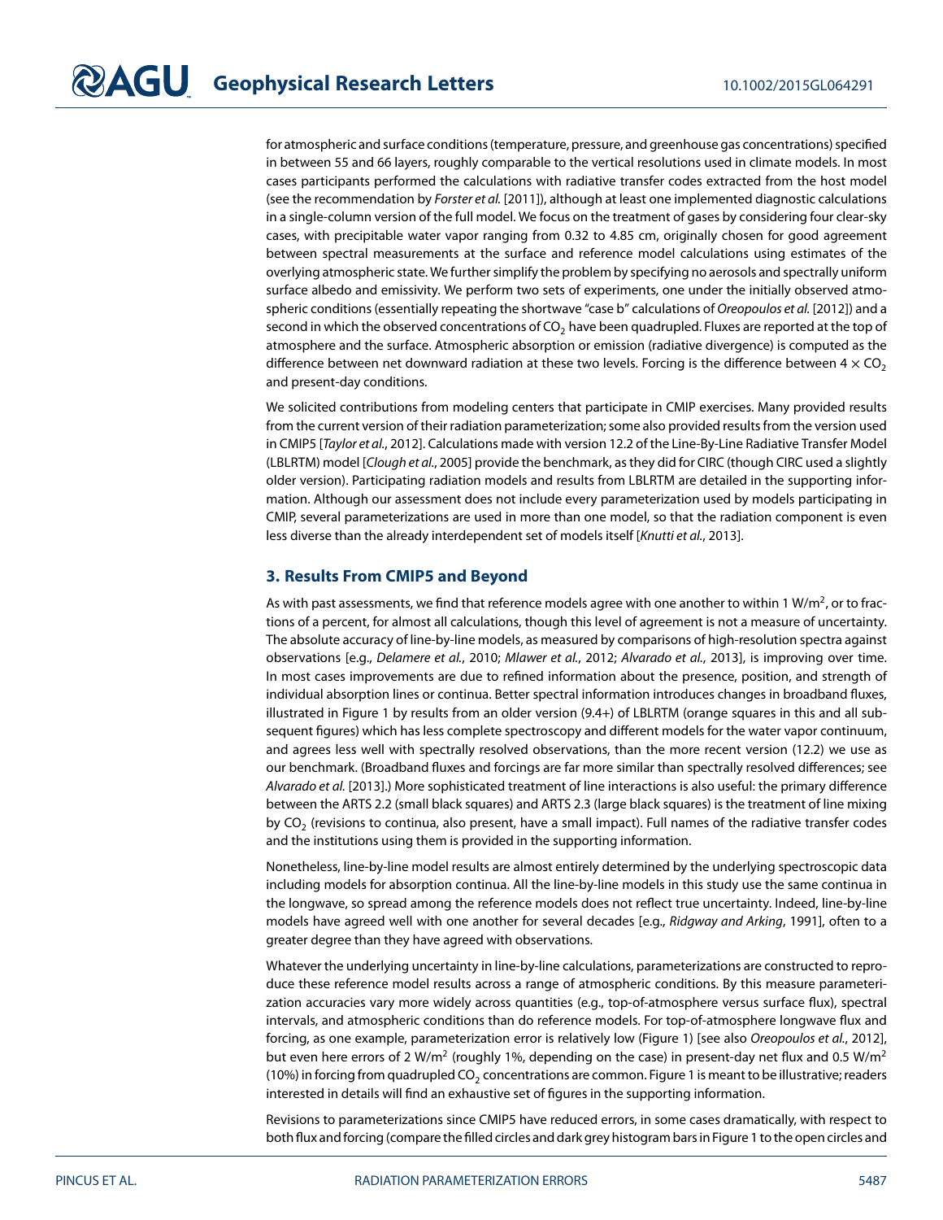for atmospheric and surface conditions (temperature, pressure, and greenhouse gas concentrations) specified in between 55 and 66 layers, roughly comparable to the vertical resolutions used in climate models. In most cases participants performed the calculations with radiative transfer codes extracted from the host model (see the recommendation by *Forster et al.* [2011]), although at least one implemented diagnostic calculations in a single-column version of the full model. We focus on the treatment of gases by considering four clear-sky cases, with precipitable water vapor ranging from 0.32 to 4.85 cm, originally chosen for good agreement between spectral measurements at the surface and reference model calculations using estimates of the overlying atmospheric state. We further simplify the problem by specifying no aerosols and spectrally uniform surface albedo and emissivity. We perform two sets of experiments, one under the initially observed atmospheric conditions (essentially repeating the shortwave "case b" calculations of *Oreopoulos et al.* [2012]) and a second in which the observed concentrations of $CO_2$ have been quadrupled. Fluxes are reported at the top of atmosphere and the surface. Atmospheric absorption or emission (radiative divergence) is computed as the difference between net downward radiation at these two levels. Forcing is the difference between $4 \times CO_2$ and present-day conditions.

We solicited contributions from modeling centers that participate in CMIP exercises. Many provided results from the current version of their radiation parameterization; some also provided results from the version used in CMIP5 [*Taylor et al.*, 2012]. Calculations made with version 12.2 of the Line-By-Line Radiative Transfer Model (LBLRTM) model [*Clough et al.*, 2005] provide the benchmark, as they did for CIRC (though CIRC used a slightly older version). Participating radiation models and results from LBLRTM are detailed in the supporting information. Although our assessment does not include every parameterization used by models participating in CMIP, several parameterizations are used in more than one model, so that the radiation component is even less diverse than the already interdependent set of models itself [*Knutti et al.*, 2013].

## 3. Results From CMIP5 and Beyond

As with past assessments, we find that reference models agree with one another to within 1 W/m$^2$, or to fractions of a percent, for almost all calculations, though this level of agreement is not a measure of uncertainty. The absolute accuracy of line-by-line models, as measured by comparisons of high-resolution spectra against observations [e.g., *Delamere et al.*, 2010; *Mlawer et al.*, 2012; *Alvarado et al.*, 2013], is improving over time. In most cases improvements are due to refined information about the presence, position, and strength of individual absorption lines or continua. Better spectral information introduces changes in broadband fluxes, illustrated in Figure 1 by results from an older version (9.4+) of LBLRTM (orange squares in this and all subsequent figures) which has less complete spectroscopy and different models for the water vapor continuum, and agrees less well with spectrally resolved observations, than the more recent version (12.2) we use as our benchmark. (Broadband fluxes and forcings are far more similar than spectrally resolved differences; see *Alvarado et al.* [2013].) More sophisticated treatment of line interactions is also useful: the primary difference between the ARTS 2.2 (small black squares) and ARTS 2.3 (large black squares) is the treatment of line mixing by $CO_2$ (revisions to continua, also present, have a small impact). Full names of the radiative transfer codes and the institutions using them is provided in the supporting information.

Nonetheless, line-by-line model results are almost entirely determined by the underlying spectroscopic data including models for absorption continua. All the line-by-line models in this study use the same continua in the longwave, so spread among the reference models does not reflect true uncertainty. Indeed, line-by-line models have agreed well with one another for several decades [e.g., *Ridgway and Arking*, 1991], often to a greater degree than they have agreed with observations.

Whatever the underlying uncertainty in line-by-line calculations, parameterizations are constructed to reproduce these reference model results across a range of atmospheric conditions. By this measure parameterization accuracies vary more widely across quantities (e.g., top-of-atmosphere versus surface flux), spectral intervals, and atmospheric conditions than do reference models. For top-of-atmosphere longwave flux and forcing, as one example, parameterization error is relatively low (Figure 1) [see also *Oreopoulos et al.*, 2012], but even here errors of 2 W/m$^2$ (roughly 1%, depending on the case) in present-day net flux and 0.5 W/m$^2$ (10%) in forcing from quadrupled $CO_2$ concentrations are common. Figure 1 is meant to be illustrative; readers interested in details will find an exhaustive set of figures in the supporting information.

Revisions to parameterizations since CMIP5 have reduced errors, in some cases dramatically, with respect to both flux and forcing (compare the filled circles and dark grey histogram bars in Figure 1 to the open circles and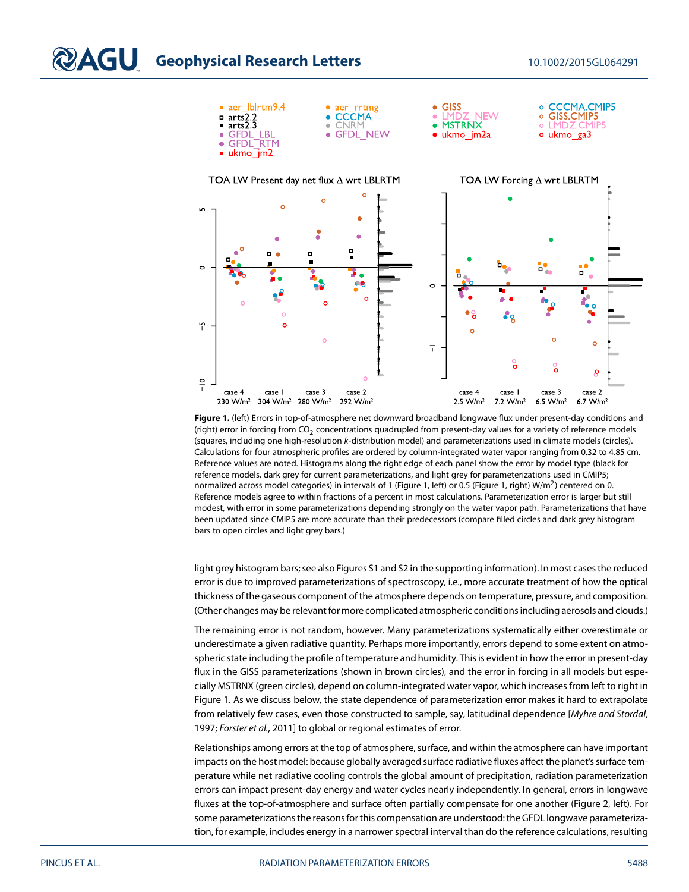**Figure 1.** (left) Errors in top-of-atmosphere net downward broadband longwave flux under present-day conditions and (right) error in forcing from $CO_2$ concentrations quadrupled from present-day values for a variety of reference models (squares, including one high-resolution *k*-distribution model) and parameterizations used in climate models (circles). Calculations for four atmospheric profiles are ordered by column-integrated water vapor ranging from 0.32 to 4.85 cm. Reference values are noted. Histograms along the right edge of each panel show the error by model type (black for reference models, dark grey for current parameterizations, and light grey for parameterizations used in CMIP5; normalized across model categories) in intervals of 1 (Figure 1, left) or 0.5 (Figure 1, right) $W/m^2$ centered on 0. Reference models agree to within fractions of a percent in most calculations. Parameterization error is larger but still modest, with error in some parameterizations depending strongly on the water vapor path. Parameterizations that have been updated since CMIP5 are more accurate than their predecessors (compare filled circles and dark grey histogram bars to open circles and light grey bars.)

light grey histogram bars; see also Figures S1 and S2 in the supporting information). In most cases the reduced error is due to improved parameterizations of spectroscopy, i.e., more accurate treatment of how the optical thickness of the gaseous component of the atmosphere depends on temperature, pressure, and composition. (Other changes may be relevant for more complicated atmospheric conditions including aerosols and clouds.)

The remaining error is not random, however. Many parameterizations systematically either overestimate or underestimate a given radiative quantity. Perhaps more importantly, errors depend to some extent on atmospheric state including the profile of temperature and humidity. This is evident in how the error in present-day flux in the GISS parameterizations (shown in brown circles), and the error in forcing in all models but especially MSTRNX (green circles), depend on column-integrated water vapor, which increases from left to right in Figure 1. As we discuss below, the state dependence of parameterization error makes it hard to extrapolate from relatively few cases, even those constructed to sample, say, latitudinal dependence [*Myhre and Stordal*, 1997; *Forster et al.*, 2011] to global or regional estimates of error.

Relationships among errors at the top of atmosphere, surface, and within the atmosphere can have important impacts on the host model: because globally averaged surface radiative fluxes affect the planet's surface temperature while net radiative cooling controls the global amount of precipitation, radiation parameterization errors can impact present-day energy and water cycles nearly independently. In general, errors in longwave fluxes at the top-of-atmosphere and surface often partially compensate for one another (Figure 2, left). For some parameterizations the reasons for this compensation are understood: the GFDL longwave parameterization, for example, includes energy in a narrower spectral interval than do the reference calculations, resulting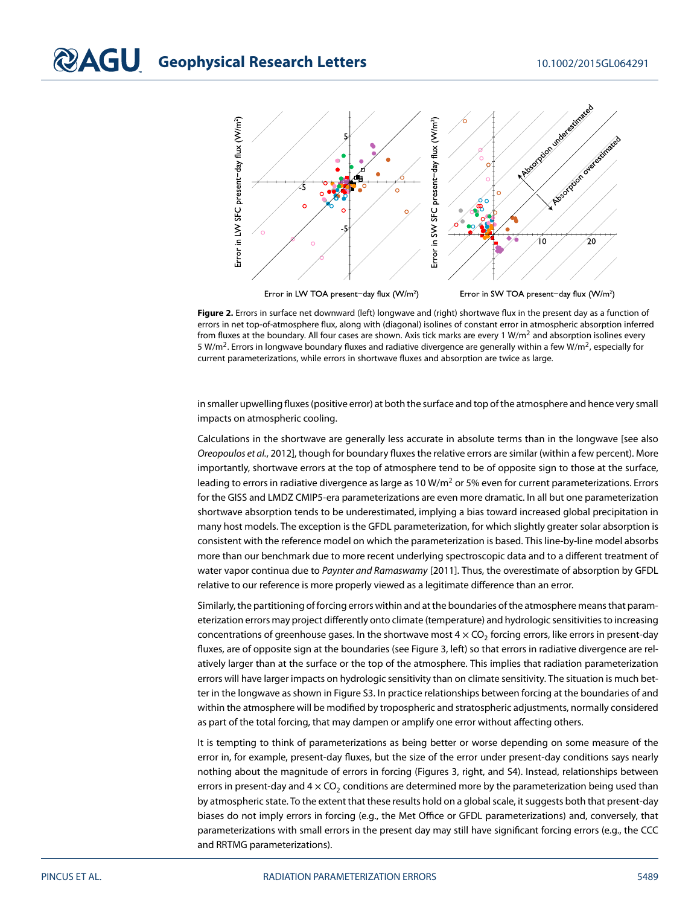**Figure 2.** Errors in surface net downward (left) longwave and (right) shortwave flux in the present day as a function of errors in net top-of-atmosphere flux, along with (diagonal) isolines of constant error in atmospheric absorption inferred from fluxes at the boundary. All four cases are shown. Axis tick marks are every 1 W/m$^2$ and absorption isolines every 5 W/m$^2$. Errors in longwave boundary fluxes and radiative divergence are generally within a few W/m$^2$, especially for current parameterizations, while errors in shortwave fluxes and absorption are twice as large.

in smaller upwelling fluxes (positive error) at both the surface and top of the atmosphere and hence very small impacts on atmospheric cooling.

Calculations in the shortwave are generally less accurate in absolute terms than in the longwave [see also *Oreopoulos et al.*, 2012], though for boundary fluxes the relative errors are similar (within a few percent). More importantly, shortwave errors at the top of atmosphere tend to be of opposite sign to those at the surface, leading to errors in radiative divergence as large as 10 W/m$^2$ or 5% even for current parameterizations. Errors for the GISS and LMDZ CMIP5-era parameterizations are even more dramatic. In all but one parameterization shortwave absorption tends to be underestimated, implying a bias toward increased global precipitation in many host models. The exception is the GFDL parameterization, for which slightly greater solar absorption is consistent with the reference model on which the parameterization is based. This line-by-line model absorbs more than our benchmark due to more recent underlying spectroscopic data and to a different treatment of water vapor continua due to *Paynter and Ramaswamy* [2011]. Thus, the overestimate of absorption by GFDL relative to our reference is more properly viewed as a legitimate difference than an error.

Similarly, the partitioning of forcing errors within and at the boundaries of the atmosphere means that parameterization errors may project differently onto climate (temperature) and hydrologic sensitivities to increasing concentrations of greenhouse gases. In the shortwave most $4 \times CO_2$ forcing errors, like errors in present-day fluxes, are of opposite sign at the boundaries (see Figure 3, left) so that errors in radiative divergence are relatively larger than at the surface or the top of the atmosphere. This implies that radiation parameterization errors will have larger impacts on hydrologic sensitivity than on climate sensitivity. The situation is much better in the longwave as shown in Figure S3. In practice relationships between forcing at the boundaries of and within the atmosphere will be modified by tropospheric and stratospheric adjustments, normally considered as part of the total forcing, that may dampen or amplify one error without affecting others.

It is tempting to think of parameterizations as being better or worse depending on some measure of the error in, for example, present-day fluxes, but the size of the error under present-day conditions says nearly nothing about the magnitude of errors in forcing (Figures 3, right, and S4). Instead, relationships between errors in present-day and $4 \times CO_2$ conditions are determined more by the parameterization being used than by atmospheric state. To the extent that these results hold on a global scale, it suggests both that present-day biases do not imply errors in forcing (e.g., the Met Office or GFDL parameterizations) and, conversely, that parameterizations with small errors in the present day may still have significant forcing errors (e.g., the CCC and RRTMG parameterizations).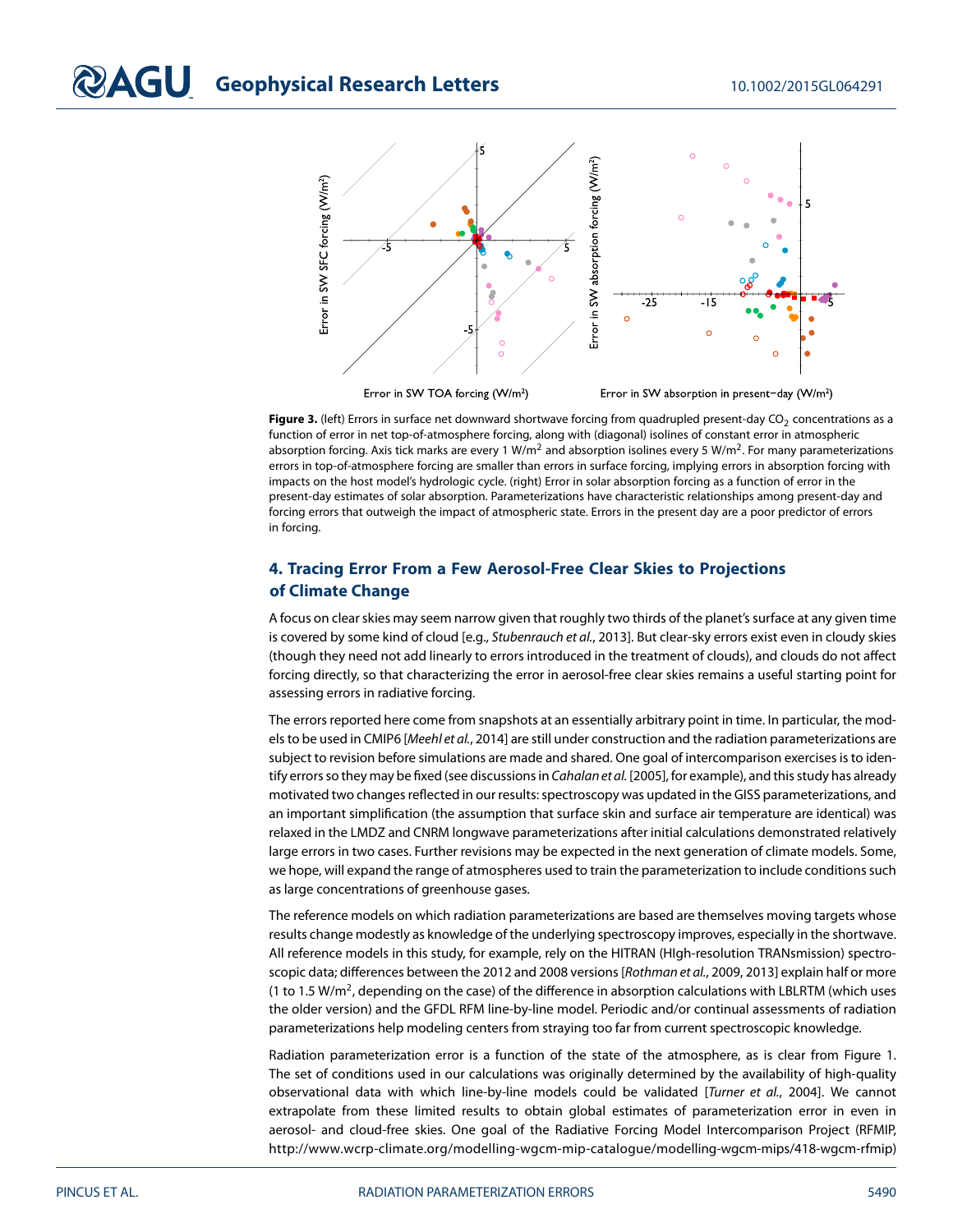**Figure 3.** (left) Errors in surface net downward shortwave forcing from quadrupled present-day $CO_2$ concentrations as a function of error in net top-of-atmosphere forcing, along with (diagonal) isolines of constant error in atmospheric absorption forcing. Axis tick marks are every 1 W/m$^2$ and absorption isolines every 5 W/m$^2$. For many parameterizations errors in top-of-atmosphere forcing are smaller than errors in surface forcing, implying errors in absorption forcing with impacts on the host model's hydrologic cycle. (right) Error in solar absorption forcing as a function of error in the present-day estimates of solar absorption. Parameterizations have characteristic relationships among present-day and forcing errors that outweigh the impact of atmospheric state. Errors in the present day are a poor predictor of errors in forcing.

## 4. Tracing Error From a Few Aerosol-Free Clear Skies to Projections of Climate Change

A focus on clear skies may seem narrow given that roughly two thirds of the planet's surface at any given time is covered by some kind of cloud [e.g., *Stubenrauch et al.*, 2013]. But clear-sky errors exist even in cloudy skies (though they need not add linearly to errors introduced in the treatment of clouds), and clouds do not affect forcing directly, so that characterizing the error in aerosol-free clear skies remains a useful starting point for assessing errors in radiative forcing.

The errors reported here come from snapshots at an essentially arbitrary point in time. In particular, the models to be used in CMIP6 [*Meehl et al.*, 2014] are still under construction and the radiation parameterizations are subject to revision before simulations are made and shared. One goal of intercomparison exercises is to identify errors so they may be fixed (see discussions in *Cahalan et al.* [2005], for example), and this study has already motivated two changes reflected in our results: spectroscopy was updated in the GISS parameterizations, and an important simplification (the assumption that surface skin and surface air temperature are identical) was relaxed in the LMDZ and CNRM longwave parameterizations after initial calculations demonstrated relatively large errors in two cases. Further revisions may be expected in the next generation of climate models. Some, we hope, will expand the range of atmospheres used to train the parameterization to include conditions such as large concentrations of greenhouse gases.

The reference models on which radiation parameterizations are based are themselves moving targets whose results change modestly as knowledge of the underlying spectroscopy improves, especially in the shortwave. All reference models in this study, for example, rely on the HITRAN (HIgh-resolution TRANsmission) spectroscopic data; differences between the 2012 and 2008 versions [*Rothman et al.*, 2009, 2013] explain half or more (1 to 1.5 W/m$^2$, depending on the case) of the difference in absorption calculations with LBLRTM (which uses the older version) and the GFDL RFM line-by-line model. Periodic and/or continual assessments of radiation parameterizations help modeling centers from straying too far from current spectroscopic knowledge.

Radiation parameterization error is a function of the state of the atmosphere, as is clear from Figure 1. The set of conditions used in our calculations was originally determined by the availability of high-quality observational data with which line-by-line models could be validated [*Turner et al.*, 2004]. We cannot extrapolate from these limited results to obtain global estimates of parameterization error in even in aerosol- and cloud-free skies. One goal of the Radiative Forcing Model Intercomparison Project (RFMIP, http://www.wcrp-climate.org/modelling-wgcm-mip-catalogue/modelling-wgcm-mips/418-wgcm-rfmip)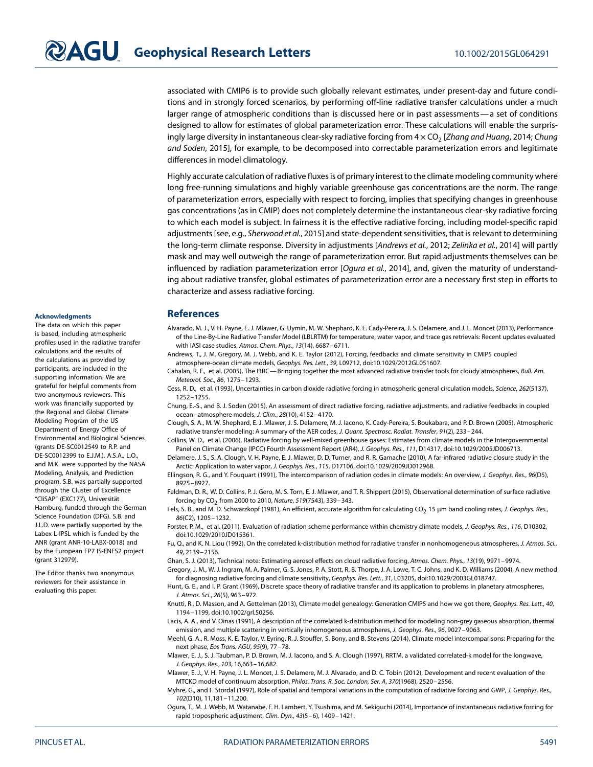associated with CMIP6 is to provide such globally relevant estimates, under present-day and future conditions and in strongly forced scenarios, by performing off-line radiative transfer calculations under a much larger range of atmospheric conditions than is discussed here or in past assessments—a set of conditions designed to allow for estimates of global parameterization error. These calculations will enable the surprisingly large diversity in instantaneous clear-sky radiative forcing from $4 \times CO_2$ [*Zhang and Huang*, 2014; *Chung and Soden*, 2015], for example, to be decomposed into correctable parameterization errors and legitimate differences in model climatology.

Highly accurate calculation of radiative fluxes is of primary interest to the climate modeling community where long free-running simulations and highly variable greenhouse gas concentrations are the norm. The range of parameterization errors, especially with respect to forcing, implies that specifying changes in greenhouse gas concentrations (as in CMIP) does not completely determine the instantaneous clear-sky radiative forcing to which each model is subject. In fairness it is the effective radiative forcing, including model-specific rapid adjustments [see, e.g., *Sherwood et al.*, 2015] and state-dependent sensitivities, that is relevant to determining the long-term climate response. Diversity in adjustments [*Andrews et al.*, 2012; *Zelinka et al.*, 2014] will partly mask and may well outweigh the range of parameterization error. But rapid adjustments themselves can be influenced by radiation parameterization error [*Ogura et al.*, 2014], and, given the maturity of understanding about radiative transfer, global estimates of parameterization error are a necessary first step in efforts to characterize and assess radiative forcing.

#### Acknowledgments

The data on which this paper is based, including atmospheric profiles used in the radiative transfer calculations and the results of the calculations as provided by participants, are included in the supporting information. We are grateful for helpful comments from two anonymous reviewers. This work was financially supported by the Regional and Global Climate Modeling Program of the US Department of Energy Office of Environmental and Biological Sciences (grants DE-SC0012549 to R.P. and DE-SC0012399 to E.J.M.). A.S.A., L.O., and M.K. were supported by the NASA Modeling, Analysis, and Prediction program. S.B. was partially supported through the Cluster of Excellence "CliSAP" (EXC177), Universität Hamburg, funded through the German Science Foundation (DFG). S.B. and J.L.D. were partially supported by the Labex L-IPSL which is funded by the ANR (grant ANR-10-LABX-0018) and by the European FP7 IS-ENES2 project (grant 312979).

The Editor thanks two anonymous reviewers for their assistance in evaluating this paper.

## References

Alvarado, M. J., V. H. Payne, E. J. Mlawer, G. Uymin, M. W. Shephard, K. E. Cady-Pereira, J. S. Delamere, and J. L. Moncet (2013), Performance of the Line-By-Line Radiative Transfer Model (LBLRTM) for temperature, water vapor, and trace gas retrievals: Recent updates evaluated with IASI case studies, *Atmos. Chem. Phys.*, *13*(14), 6687–6711.

Andrews, T., J. M. Gregory, M. J. Webb, and K. E. Taylor (2012), Forcing, feedbacks and climate sensitivity in CMIP5 coupled atmosphere-ocean climate models, *Geophys. Res. Lett.*, *39*, L09712, doi:10.1029/2012GL051607.

Cahalan, R. F., et al. (2005), The I3RC—Bringing together the most advanced radiative transfer tools for cloudy atmospheres, *Bull. Am. Meteorol. Soc.*, *86*, 1275–1293.

Cess, R. D., et al. (1993), Uncertainties in carbon dioxide radiative forcing in atmospheric general circulation models, *Science*, *262*(5137), 1252–1255.

Chung, E.-S., and B. J. Soden (2015), An assessment of direct radiative forcing, radiative adjustments, and radiative feedbacks in coupled ocean–atmosphere models, *J. Clim.*, *28*(10), 4152–4170.

Clough, S. A., M. W. Shephard, E. J. Mlawer, J. S. Delamere, M. J. Iacono, K. Cady-Pereira, S. Boukabara, and P. D. Brown (2005), Atmospheric radiative transfer modeling: A summary of the AER codes, *J. Quant. Spectrosc. Radiat. Transfer*, *91*(2), 233–244.

Collins, W. D., et al. (2006), Radiative forcing by well-mixed greenhouse gases: Estimates from climate models in the Intergovernmental Panel on Climate Change (IPCC) Fourth Assessment Report (AR4), *J. Geophys. Res.*, *111*, D14317, doi:10.1029/2005JD006713.

Delamere, J. S., S. A. Clough, V. H. Payne, E. J. Mlawer, D. D. Turner, and R. R. Gamache (2010), A far-infrared radiative closure study in the Arctic: Application to water vapor, *J. Geophys. Res.*, *115*, D17106, doi:10.1029/2009JD012968.

Ellingson, R. G., and Y. Fouquart (1991), The intercomparison of radiation codes in climate models: An overview, *J. Geophys. Res.*, *96*(D5), 8925–8927.

Feldman, D. R., W. D. Collins, P. J. Gero, M. S. Torn, E. J. Mlawer, and T. R. Shippert (2015), Observational determination of surface radiative forcing by $CO_2$ from 2000 to 2010, *Nature*, *519*(7543), 339–343.

Fels, S. B., and M. D. Schwarzkopf (1981), An efficient, accurate algorithm for calculating $CO_2$ 15 μm band cooling rates, *J. Geophys. Res.*, *86*(C2), 1205–1232.

Forster, P. M., et al. (2011), Evaluation of radiation scheme performance within chemistry climate models, *J. Geophys. Res.*, *116*, D10302, doi:10.1029/2010JD015361.

Fu, Q., and K. N. Liou (1992), On the correlated k-distribution method for radiative transfer in nonhomogeneous atmospheres, *J. Atmos. Sci.*, *49*, 2139–2156.

Ghan, S. J. (2013), Technical note: Estimating aerosol effects on cloud radiative forcing, *Atmos. Chem. Phys.*, *13*(19), 9971–9974.

Gregory, J. M., W. J. Ingram, M. A. Palmer, G. S. Jones, P. A. Stott, R. B. Thorpe, J. A. Lowe, T. C. Johns, and K. D. Williams (2004), A new method for diagnosing radiative forcing and climate sensitivity, *Geophys. Res. Lett.*, *31*, L03205, doi:10.1029/2003GL018747.

Hunt, G. E., and I. P. Grant (1969), Discrete space theory of radiative transfer and its application to problems in planetary atmospheres, *J. Atmos. Sci.*, *26*(5), 963–972.

Knutti, R., D. Masson, and A. Gettelman (2013), Climate model genealogy: Generation CMIP5 and how we got there, *Geophys. Res. Lett.*, *40*, 1194–1199, doi:10.1002/grl.50256.

Lacis, A. A., and V. Oinas (1991), A description of the correlated k-distribution method for modeling non-grey gaseous absorption, thermal emission, and multiple scattering in vertically inhomogeneous atmospheres, *J. Geophys. Res.*, *96*, 9027–9063.

Meehl, G. A., R. Moss, K. E. Taylor, V. Eyring, R. J. Stouffer, S. Bony, and B. Stevens (2014), Climate model intercomparisons: Preparing for the next phase, *Eos Trans. AGU*, *95*(9), 77–78.

Mlawer, E. J., S. J. Taubman, P. D. Brown, M. J. Iacono, and S. A. Clough (1997), RRTM, a validated correlated-k model for the longwave, *J. Geophys. Res.*, *103*, 16,663–16,682.

Mlawer, E. J., V. H. Payne, J. L. Moncet, J. S. Delamere, M. J. Alvarado, and D. C. Tobin (2012), Development and recent evaluation of the MTCKD model of continuum absorption, *Philos. Trans. R. Soc. London, Ser. A*, *370*(1968), 2520–2556.

Myhre, G., and F. Stordal (1997), Role of spatial and temporal variations in the computation of radiative forcing and GWP, *J. Geophys. Res.*, *102*(D10), 11,181–11,200.

Ogura, T., M. J. Webb, M. Watanabe, F. H. Lambert, Y. Tsushima, and M. Sekiguchi (2014), Importance of instantaneous radiative forcing for rapid tropospheric adjustment, *Clim. Dyn.*, *43*(5–6), 1409–1421.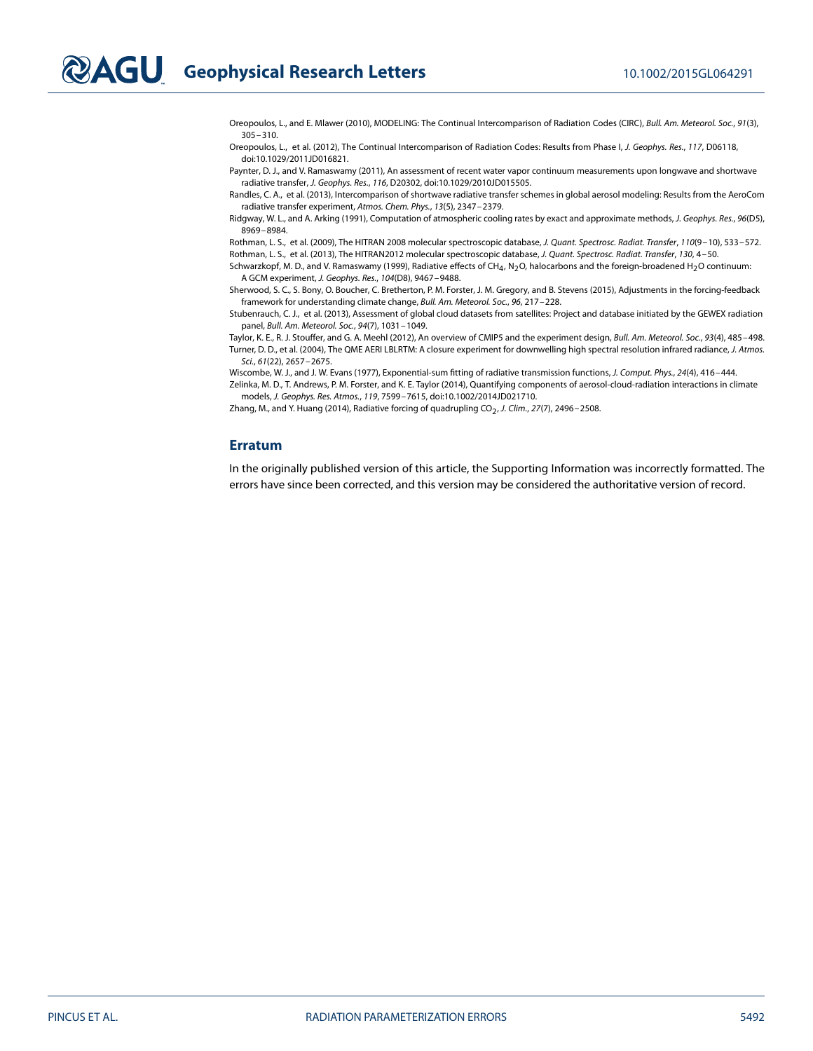Oreopoulos, L., and E. Mlawer (2010), MODELING: The Continual Intercomparison of Radiation Codes (CIRC), *Bull. Am. Meteorol. Soc.*, *91*(3), 305–310.

Oreopoulos, L., et al. (2012), The Continual Intercomparison of Radiation Codes: Results from Phase I, *J. Geophys. Res.*, *117*, D06118, doi:10.1029/2011JD016821.

Paynter, D. J., and V. Ramaswamy (2011), An assessment of recent water vapor continuum measurements upon longwave and shortwave radiative transfer, *J. Geophys. Res.*, *116*, D20302, doi:10.1029/2010JD015505.

Randles, C. A., et al. (2013), Intercomparison of shortwave radiative transfer schemes in global aerosol modeling: Results from the AeroCom radiative transfer experiment, *Atmos. Chem. Phys.*, *13*(5), 2347–2379.

Ridgway, W. L., and A. Arking (1991), Computation of atmospheric cooling rates by exact and approximate methods, *J. Geophys. Res.*, *96*(D5), 8969–8984.

Rothman, L. S., et al. (2009), The HITRAN 2008 molecular spectroscopic database, *J. Quant. Spectrosc. Radiat. Transfer*, *110*(9–10), 533–572.

Rothman, L. S., et al. (2013), The HITRAN2012 molecular spectroscopic database, *J. Quant. Spectrosc. Radiat. Transfer*, *130*, 4–50.

Schwarzkopf, M. D., and V. Ramaswamy (1999), Radiative effects of $CH_4$, $N_2O$, halocarbons and the foreign-broadened $H_2O$ continuum: A GCM experiment, *J. Geophys. Res.*, *104*(D8), 9467–9488.

Sherwood, S. C., S. Bony, O. Boucher, C. Bretherton, P. M. Forster, J. M. Gregory, and B. Stevens (2015), Adjustments in the forcing-feedback framework for understanding climate change, *Bull. Am. Meteorol. Soc.*, *96*, 217–228.

Stubenrauch, C. J., et al. (2013), Assessment of global cloud datasets from satellites: Project and database initiated by the GEWEX radiation panel, *Bull. Am. Meteorol. Soc.*, *94*(7), 1031–1049.

Taylor, K. E., R. J. Stouffer, and G. A. Meehl (2012), An overview of CMIP5 and the experiment design, *Bull. Am. Meteorol. Soc.*, *93*(4), 485–498.

Turner, D. D., et al. (2004), The QME AERI LBLRTM: A closure experiment for downwelling high spectral resolution infrared radiance, *J. Atmos. Sci.*, *61*(22), 2657–2675.

Wiscombe, W. J., and J. W. Evans (1977), Exponential-sum fitting of radiative transmission functions, *J. Comput. Phys.*, *24*(4), 416–444.

Zelinka, M. D., T. Andrews, P. M. Forster, and K. E. Taylor (2014), Quantifying components of aerosol-cloud-radiation interactions in climate models, *J. Geophys. Res. Atmos.*, *119*, 7599–7615, doi:10.1002/2014JD021710.

Zhang, M., and Y. Huang (2014), Radiative forcing of quadrupling $CO_2$, *J. Clim.*, *27*(7), 2496–2508.

## Erratum

In the originally published version of this article, the Supporting Information was incorrectly formatted. The errors have since been corrected, and this version may be considered the authoritative version of record.